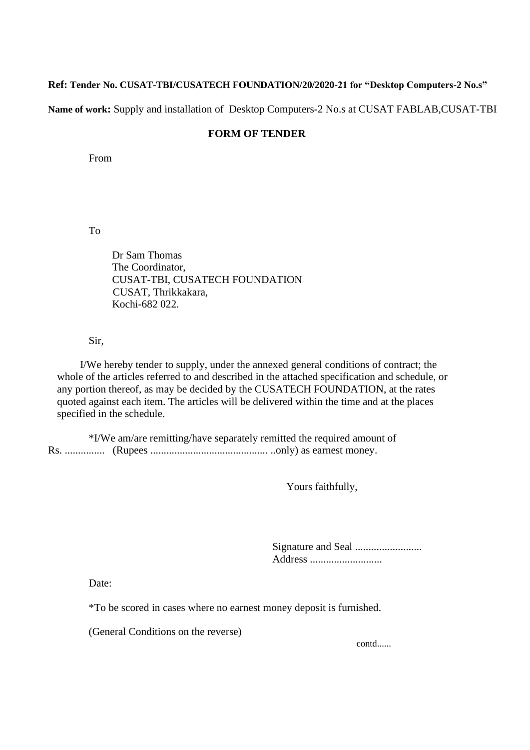**Ref: Tender No. CUSAT-TBI/CUSATECH FOUNDATION/20/2020-21 for "Desktop Computers-2 No.s"**

**Name of work:** Supply and installation of Desktop Computers-2 No.s at CUSAT FABLAB,CUSAT-TBI

## FORM OF TENDER

From

To

Dr Sam Thomas
The Coordinator,
CUSAT-TBI, CUSATECH FOUNDATION
CUSAT, Thrikkakara,
Kochi-682 022.

Sir,

I/We hereby tender to supply, under the annexed general conditions of contract; the whole of the articles referred to and described in the attached specification and schedule, or any portion thereof, as may be decided by the CUSATECH FOUNDATION, at the rates quoted against each item. The articles will be delivered within the time and at the places specified in the schedule.

*I/We am/are remitting/have separately remitted the required amount of Rs. ............... (Rupees ............................................ ..only) as earnest money.

Yours faithfully,

Signature and Seal .........................
Address ...........................

Date:

*To be scored in cases where no earnest money deposit is furnished.

(General Conditions on the reverse)

contd......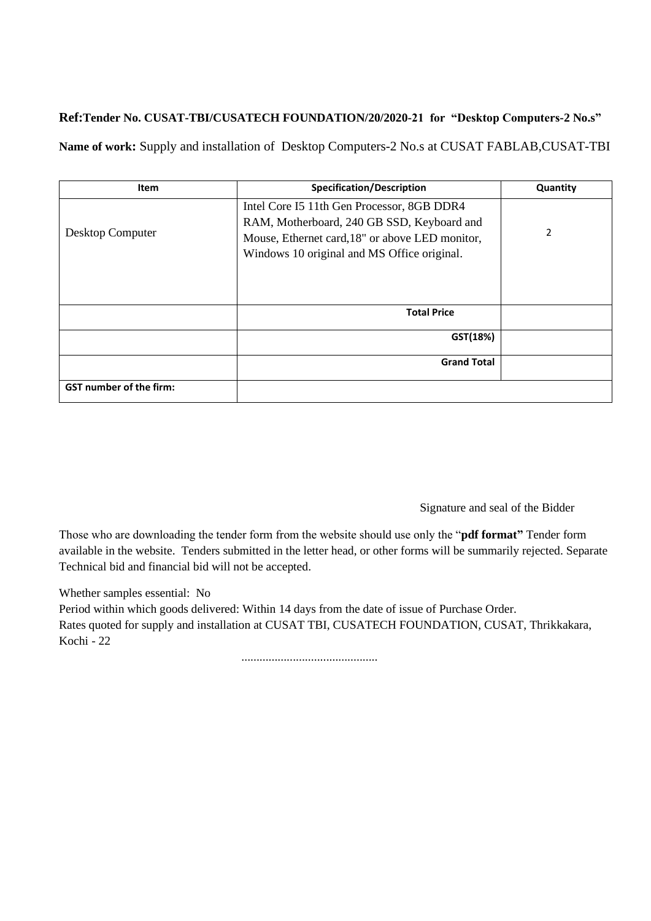**Ref:Tender No. CUSAT-TBI/CUSATECH FOUNDATION/20/2020-21 for "Desktop Computers-2 No.s"**

**Name of work:** Supply and installation of Desktop Computers-2 No.s at CUSAT FABLAB,CUSAT-TBI

| Item | Specification/Description | Quantity |
|---|---|---|
| Desktop Computer | Intel Core I5 11th Gen Processor, 8GB DDR4 RAM, Motherboard, 240 GB SSD, Keyboard and Mouse, Ethernet card,18" or above LED monitor, Windows 10 original and MS Office original. | 2 |
| | **Total Price** | |
| | **GST(18%)** | |
| | **Grand Total** | |
| **GST number of the firm:** | | |

Signature and seal of the Bidder

Those who are downloading the tender form from the website should use only the "**pdf format"** Tender form available in the website. Tenders submitted in the letter head, or other forms will be summarily rejected. Separate Technical bid and financial bid will not be accepted.

Whether samples essential: No

Period within which goods delivered: Within 14 days from the date of issue of Purchase Order.

Rates quoted for supply and installation at CUSAT TBI, CUSATECH FOUNDATION, CUSAT, Thrikkakara, Kochi - 22

.............................................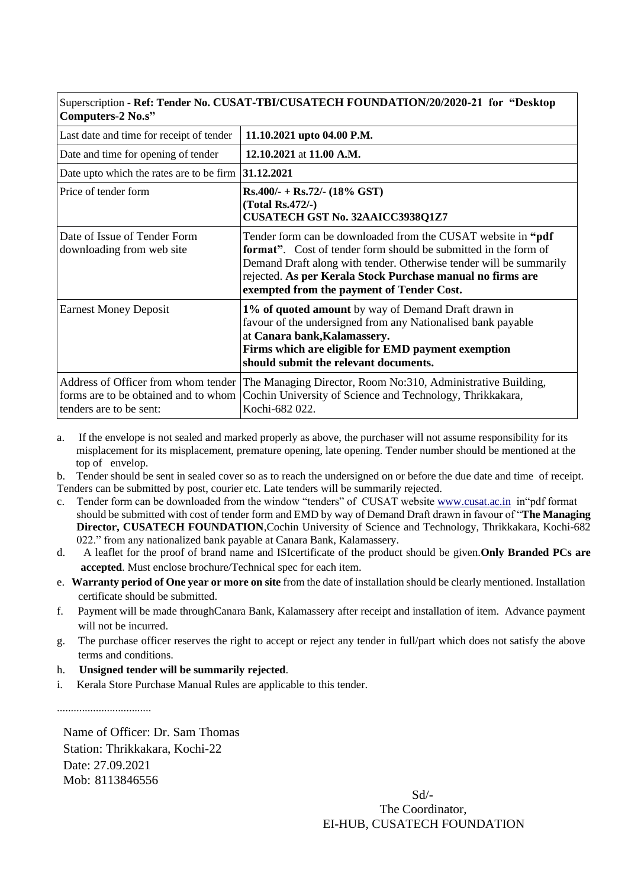| Superscription - **Ref: Tender No. CUSAT-TBI/CUSATECH FOUNDATION/20/2020-21 for "Desktop Computers-2 No.s"** | |
|---|---|
| Last date and time for receipt of tender | **11.10.2021 upto 04.00 P.M.** |
| Date and time for opening of tender | **12.10.2021** at **11.00 A.M.** |
| Date upto which the rates are to be firm | **31.12.2021** |
| Price of tender form | **Rs.400/- + Rs.72/- (18% GST) (Total Rs.472/-) CUSATECH GST No. 32AAICC3938Q1Z7** |
| Date of Issue of Tender Form downloading from web site | Tender form can be downloaded from the CUSAT website in **"pdf format"**. Cost of tender form should be submitted in the form of Demand Draft along with tender. Otherwise tender will be summarily rejected. **As per Kerala Stock Purchase manual no firms are exempted from the payment of Tender Cost.** |
| Earnest Money Deposit | **1% of quoted amount** by way of Demand Draft drawn in favour of the undersigned from any Nationalised bank payable at **Canara bank,Kalamassery. Firms which are eligible for EMD payment exemption should submit the relevant documents.** |
| Address of Officer from whom tender forms are to be obtained and to whom tenders are to be sent: | The Managing Director, Room No:310, Administrative Building, Cochin University of Science and Technology, Thrikkakara, Kochi-682 022. |

a. If the envelope is not sealed and marked properly as above, the purchaser will not assume responsibility for its misplacement for its misplacement, premature opening, late opening. Tender number should be mentioned at the top of envelop.

b. Tender should be sent in sealed cover so as to reach the undersigned on or before the due date and time of receipt. Tenders can be submitted by post, courier etc. Late tenders will be summarily rejected.

c. Tender form can be downloaded from the window "tenders" of CUSAT website www.cusat.ac.in in"pdf format should be submitted with cost of tender form and EMD by way of Demand Draft drawn in favour of "**The Managing Director, CUSATECH FOUNDATION**,Cochin University of Science and Technology, Thrikkakara, Kochi-682 022." from any nationalized bank payable at Canara Bank, Kalamassery.

d. A leaflet for the proof of brand name and ISIcertificate of the product should be given.**Only Branded PCs are accepted**. Must enclose brochure/Technical spec for each item.

e. **Warranty period of One year or more on site** from the date of installation should be clearly mentioned. Installation certificate should be submitted.

f. Payment will be made throughCanara Bank, Kalamassery after receipt and installation of item. Advance payment will not be incurred.

g. The purchase officer reserves the right to accept or reject any tender in full/part which does not satisfy the above terms and conditions.

h. **Unsigned tender will be summarily rejected**.

i. Kerala Store Purchase Manual Rules are applicable to this tender.

.................................

Name of Officer: Dr. Sam Thomas
Station: Thrikkakara, Kochi-22
Date: 27.09.2021
Mob: 8113846556

Sd/-
The Coordinator,
EI-HUB, CUSATECH FOUNDATION